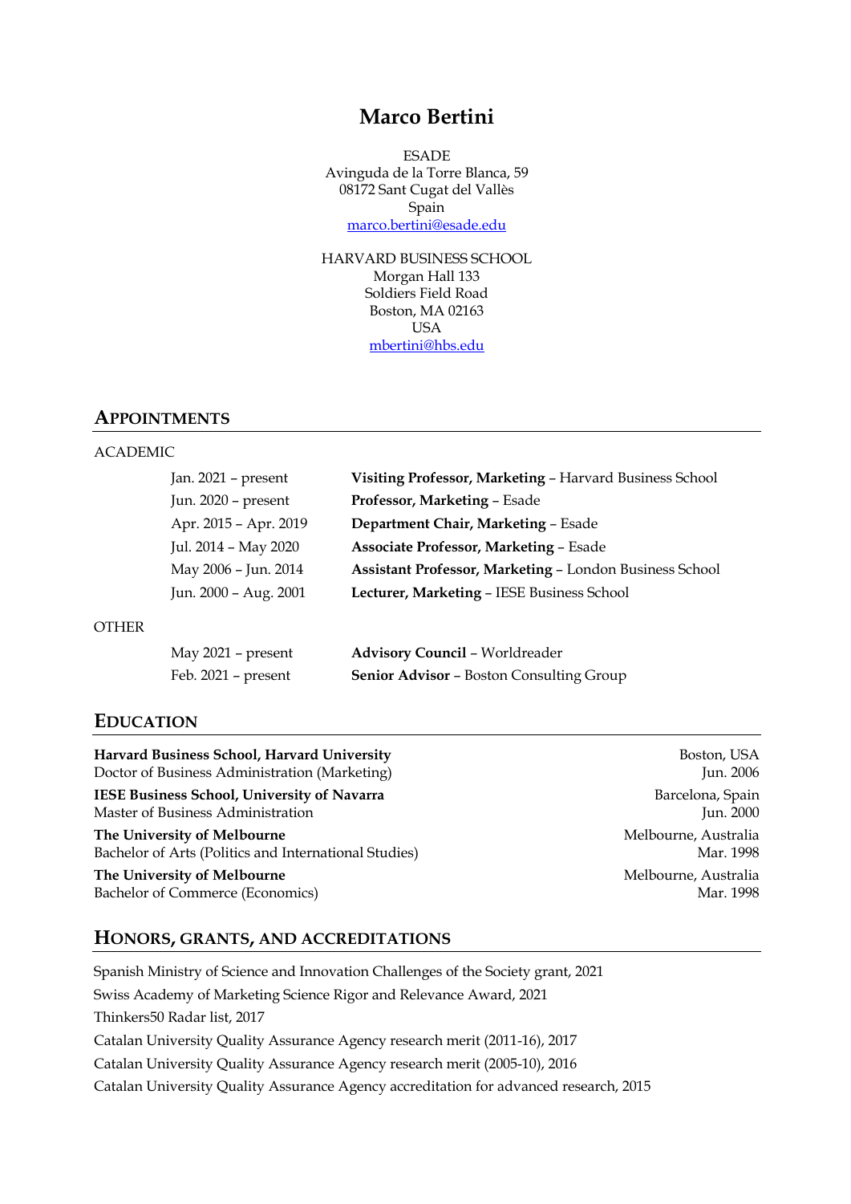# Marco Bertini

ESADE
Avinguda de la Torre Blanca, 59
08172 Sant Cugat del Vallès
Spain
marco.bertini@esade.edu

HARVARD BUSINESS SCHOOL
Morgan Hall 133
Soldiers Field Road
Boston, MA 02163
USA
mbertini@hbs.edu

## APPOINTMENTS

ACADEMIC

| | |
|---|---|
| Jan. 2021 – present | **Visiting Professor, Marketing** – Harvard Business School |
| Jun. 2020 – present | **Professor, Marketing** – Esade |
| Apr. 2015 – Apr. 2019 | **Department Chair, Marketing** – Esade |
| Jul. 2014 – May 2020 | **Associate Professor, Marketing** – Esade |
| May 2006 – Jun. 2014 | **Assistant Professor, Marketing** – London Business School |
| Jun. 2000 – Aug. 2001 | **Lecturer, Marketing** – IESE Business School |

OTHER

| | |
|---|---|
| May 2021 – present | **Advisory Council** – Worldreader |
| Feb. 2021 – present | **Senior Advisor** – Boston Consulting Group |

## EDUCATION

**Harvard Business School, Harvard University** — Boston, USA
Doctor of Business Administration (Marketing) — Jun. 2006

**IESE Business School, University of Navarra** — Barcelona, Spain
Master of Business Administration — Jun. 2000

**The University of Melbourne** — Melbourne, Australia
Bachelor of Arts (Politics and International Studies) — Mar. 1998

**The University of Melbourne** — Melbourne, Australia
Bachelor of Commerce (Economics) — Mar. 1998

## HONORS, GRANTS, AND ACCREDITATIONS

Spanish Ministry of Science and Innovation Challenges of the Society grant, 2021

Swiss Academy of Marketing Science Rigor and Relevance Award, 2021

Thinkers50 Radar list, 2017

Catalan University Quality Assurance Agency research merit (2011-16), 2017

Catalan University Quality Assurance Agency research merit (2005-10), 2016

Catalan University Quality Assurance Agency accreditation for advanced research, 2015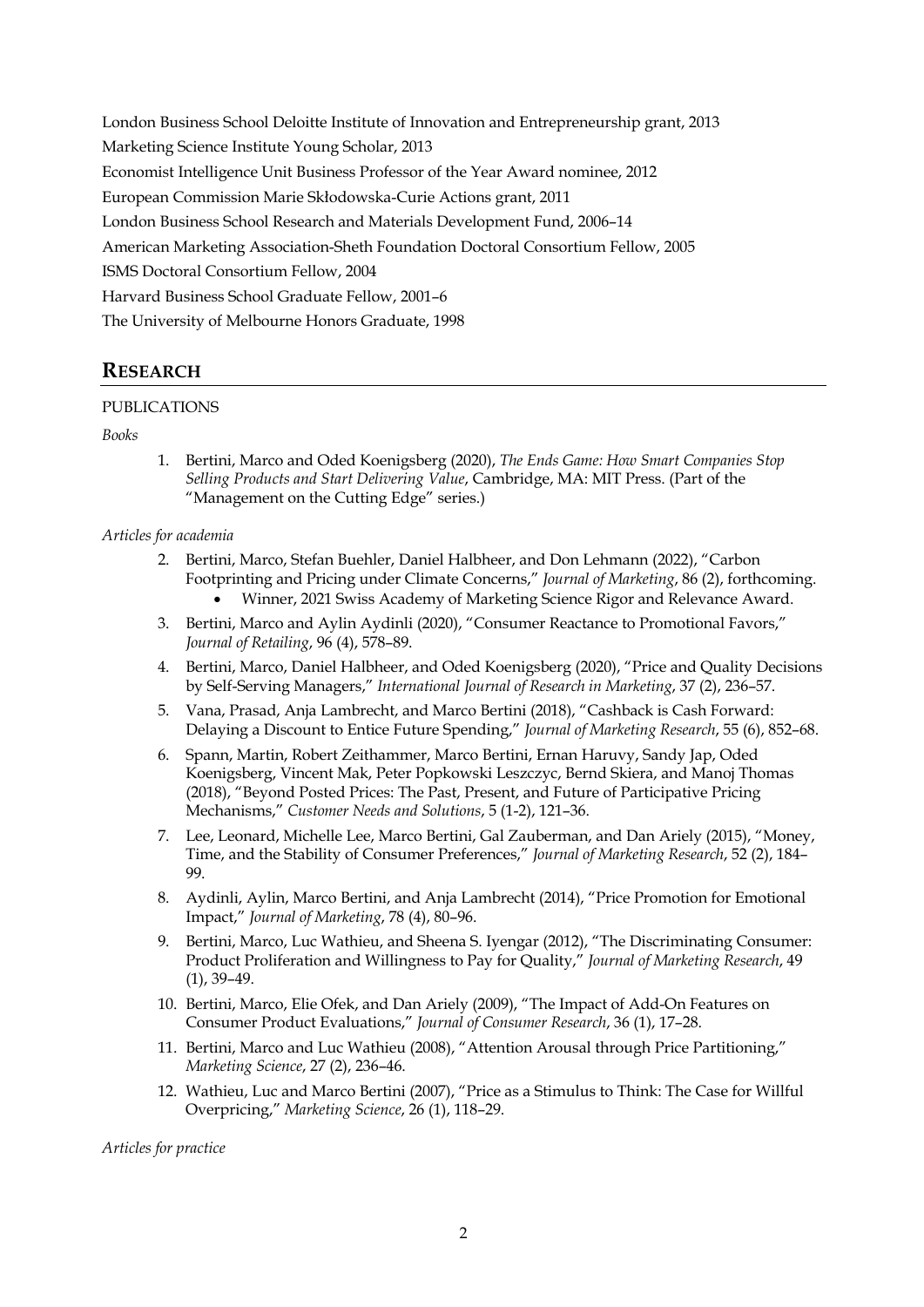London Business School Deloitte Institute of Innovation and Entrepreneurship grant, 2013

Marketing Science Institute Young Scholar, 2013

Economist Intelligence Unit Business Professor of the Year Award nominee, 2012

European Commission Marie Skłodowska-Curie Actions grant, 2011

London Business School Research and Materials Development Fund, 2006–14

American Marketing Association-Sheth Foundation Doctoral Consortium Fellow, 2005

ISMS Doctoral Consortium Fellow, 2004

Harvard Business School Graduate Fellow, 2001–6

The University of Melbourne Honors Graduate, 1998

## RESEARCH

PUBLICATIONS

*Books*

1. Bertini, Marco and Oded Koenigsberg (2020), *The Ends Game: How Smart Companies Stop Selling Products and Start Delivering Value*, Cambridge, MA: MIT Press. (Part of the "Management on the Cutting Edge" series.)

*Articles for academia*

2. Bertini, Marco, Stefan Buehler, Daniel Halbheer, and Don Lehmann (2022), "Carbon Footprinting and Pricing under Climate Concerns," *Journal of Marketing*, 86 (2), forthcoming.
   - Winner, 2021 Swiss Academy of Marketing Science Rigor and Relevance Award.
3. Bertini, Marco and Aylin Aydinli (2020), "Consumer Reactance to Promotional Favors," *Journal of Retailing*, 96 (4), 578–89.
4. Bertini, Marco, Daniel Halbheer, and Oded Koenigsberg (2020), "Price and Quality Decisions by Self-Serving Managers," *International Journal of Research in Marketing*, 37 (2), 236–57.
5. Vana, Prasad, Anja Lambrecht, and Marco Bertini (2018), "Cashback is Cash Forward: Delaying a Discount to Entice Future Spending," *Journal of Marketing Research*, 55 (6), 852–68.
6. Spann, Martin, Robert Zeithammer, Marco Bertini, Ernan Haruvy, Sandy Jap, Oded Koenigsberg, Vincent Mak, Peter Popkowski Leszczyc, Bernd Skiera, and Manoj Thomas (2018), "Beyond Posted Prices: The Past, Present, and Future of Participative Pricing Mechanisms," *Customer Needs and Solutions*, 5 (1-2), 121–36.
7. Lee, Leonard, Michelle Lee, Marco Bertini, Gal Zauberman, and Dan Ariely (2015), "Money, Time, and the Stability of Consumer Preferences," *Journal of Marketing Research*, 52 (2), 184–99.
8. Aydinli, Aylin, Marco Bertini, and Anja Lambrecht (2014), "Price Promotion for Emotional Impact," *Journal of Marketing*, 78 (4), 80–96.
9. Bertini, Marco, Luc Wathieu, and Sheena S. Iyengar (2012), "The Discriminating Consumer: Product Proliferation and Willingness to Pay for Quality," *Journal of Marketing Research*, 49 (1), 39–49.
10. Bertini, Marco, Elie Ofek, and Dan Ariely (2009), "The Impact of Add-On Features on Consumer Product Evaluations," *Journal of Consumer Research*, 36 (1), 17–28.
11. Bertini, Marco and Luc Wathieu (2008), "Attention Arousal through Price Partitioning," *Marketing Science*, 27 (2), 236–46.
12. Wathieu, Luc and Marco Bertini (2007), "Price as a Stimulus to Think: The Case for Willful Overpricing," *Marketing Science*, 26 (1), 118–29.

*Articles for practice*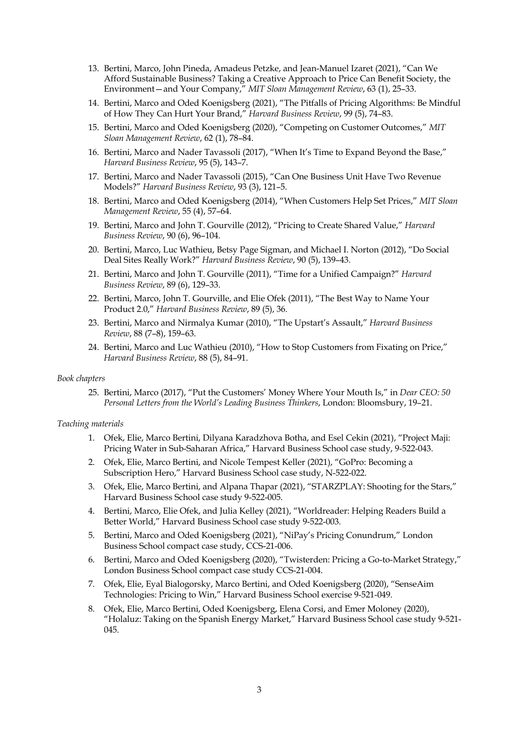13. Bertini, Marco, John Pineda, Amadeus Petzke, and Jean-Manuel Izaret (2021), "Can We Afford Sustainable Business? Taking a Creative Approach to Price Can Benefit Society, the Environment—and Your Company," *MIT Sloan Management Review*, 63 (1), 25–33.
14. Bertini, Marco and Oded Koenigsberg (2021), "The Pitfalls of Pricing Algorithms: Be Mindful of How They Can Hurt Your Brand," *Harvard Business Review*, 99 (5), 74–83.
15. Bertini, Marco and Oded Koenigsberg (2020), "Competing on Customer Outcomes," *MIT Sloan Management Review*, 62 (1), 78–84.
16. Bertini, Marco and Nader Tavassoli (2017), "When It's Time to Expand Beyond the Base," *Harvard Business Review*, 95 (5), 143–7.
17. Bertini, Marco and Nader Tavassoli (2015), "Can One Business Unit Have Two Revenue Models?" *Harvard Business Review*, 93 (3), 121–5.
18. Bertini, Marco and Oded Koenigsberg (2014), "When Customers Help Set Prices," *MIT Sloan Management Review*, 55 (4), 57–64.
19. Bertini, Marco and John T. Gourville (2012), "Pricing to Create Shared Value," *Harvard Business Review*, 90 (6), 96–104.
20. Bertini, Marco, Luc Wathieu, Betsy Page Sigman, and Michael I. Norton (2012), "Do Social Deal Sites Really Work?" *Harvard Business Review*, 90 (5), 139–43.
21. Bertini, Marco and John T. Gourville (2011), "Time for a Unified Campaign?" *Harvard Business Review*, 89 (6), 129–33.
22. Bertini, Marco, John T. Gourville, and Elie Ofek (2011), "The Best Way to Name Your Product 2.0," *Harvard Business Review*, 89 (5), 36.
23. Bertini, Marco and Nirmalya Kumar (2010), "The Upstart's Assault," *Harvard Business Review*, 88 (7–8), 159–63.
24. Bertini, Marco and Luc Wathieu (2010), "How to Stop Customers from Fixating on Price," *Harvard Business Review*, 88 (5), 84–91.

*Book chapters*

25. Bertini, Marco (2017), "Put the Customers' Money Where Your Mouth Is," in *Dear CEO: 50 Personal Letters from the World's Leading Business Thinkers*, London: Bloomsbury, 19–21.

*Teaching materials*

1. Ofek, Elie, Marco Bertini, Dilyana Karadzhova Botha, and Esel Cekin (2021), "Project Maji: Pricing Water in Sub-Saharan Africa," Harvard Business School case study, 9-522-043.
2. Ofek, Elie, Marco Bertini, and Nicole Tempest Keller (2021), "GoPro: Becoming a Subscription Hero," Harvard Business School case study, N-522-022.
3. Ofek, Elie, Marco Bertini, and Alpana Thapar (2021), "STARZPLAY: Shooting for the Stars," Harvard Business School case study 9-522-005.
4. Bertini, Marco, Elie Ofek, and Julia Kelley (2021), "Worldreader: Helping Readers Build a Better World," Harvard Business School case study 9-522-003.
5. Bertini, Marco and Oded Koenigsberg (2021), "NiPay's Pricing Conundrum," London Business School compact case study, CCS-21-006.
6. Bertini, Marco and Oded Koenigsberg (2020), "Twisterden: Pricing a Go-to-Market Strategy," London Business School compact case study CCS-21-004.
7. Ofek, Elie, Eyal Bialogorsky, Marco Bertini, and Oded Koenigsberg (2020), "SenseAim Technologies: Pricing to Win," Harvard Business School exercise 9-521-049.
8. Ofek, Elie, Marco Bertini, Oded Koenigsberg, Elena Corsi, and Emer Moloney (2020), "Holaluz: Taking on the Spanish Energy Market," Harvard Business School case study 9-521-045.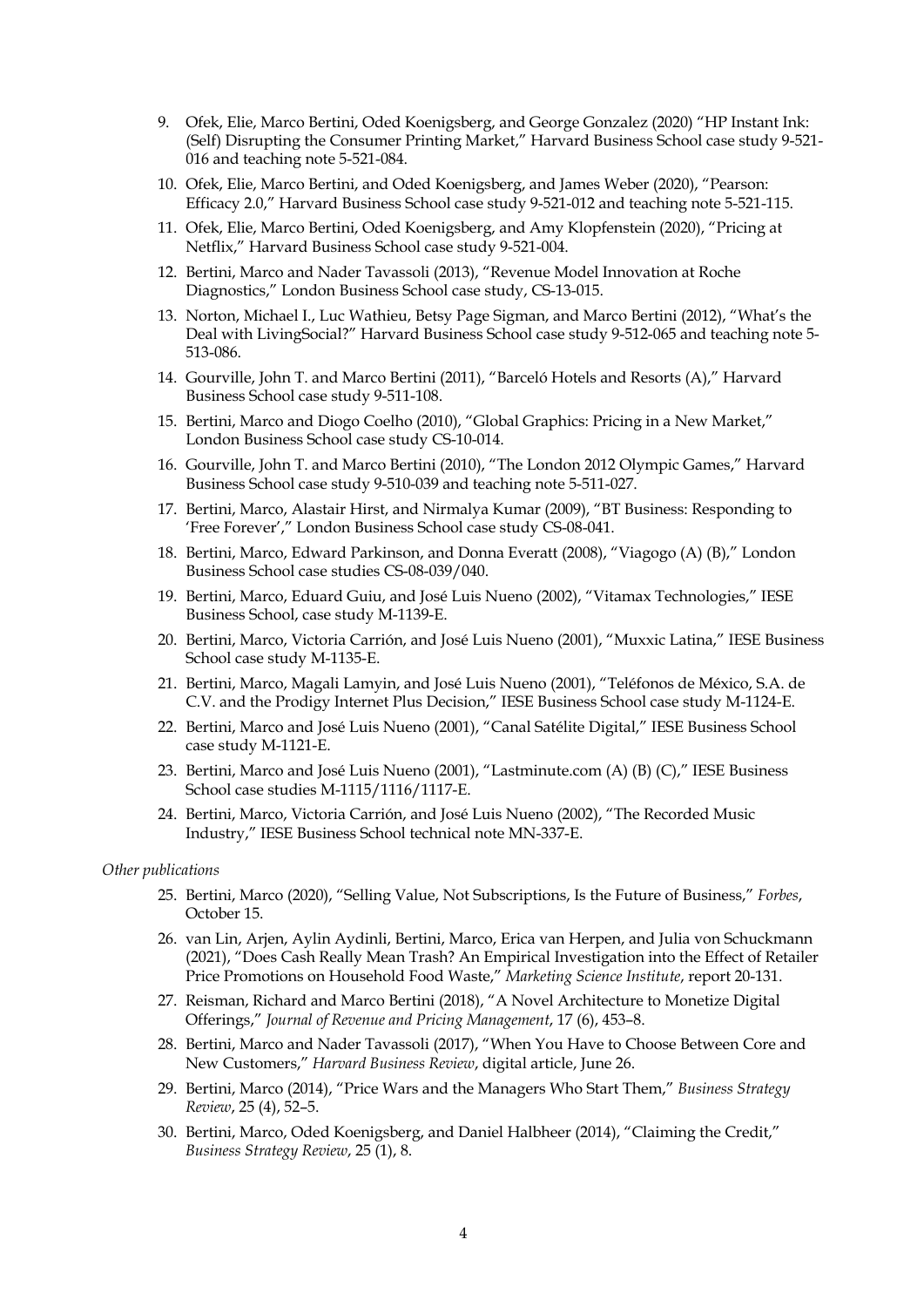9. Ofek, Elie, Marco Bertini, Oded Koenigsberg, and George Gonzalez (2020) "HP Instant Ink: (Self) Disrupting the Consumer Printing Market," Harvard Business School case study 9-521-016 and teaching note 5-521-084.
10. Ofek, Elie, Marco Bertini, and Oded Koenigsberg, and James Weber (2020), "Pearson: Efficacy 2.0," Harvard Business School case study 9-521-012 and teaching note 5-521-115.
11. Ofek, Elie, Marco Bertini, Oded Koenigsberg, and Amy Klopfenstein (2020), "Pricing at Netflix," Harvard Business School case study 9-521-004.
12. Bertini, Marco and Nader Tavassoli (2013), "Revenue Model Innovation at Roche Diagnostics," London Business School case study, CS-13-015.
13. Norton, Michael I., Luc Wathieu, Betsy Page Sigman, and Marco Bertini (2012), "What's the Deal with LivingSocial?" Harvard Business School case study 9-512-065 and teaching note 5-513-086.
14. Gourville, John T. and Marco Bertini (2011), "Barceló Hotels and Resorts (A)," Harvard Business School case study 9-511-108.
15. Bertini, Marco and Diogo Coelho (2010), "Global Graphics: Pricing in a New Market," London Business School case study CS-10-014.
16. Gourville, John T. and Marco Bertini (2010), "The London 2012 Olympic Games," Harvard Business School case study 9-510-039 and teaching note 5-511-027.
17. Bertini, Marco, Alastair Hirst, and Nirmalya Kumar (2009), "BT Business: Responding to 'Free Forever'," London Business School case study CS-08-041.
18. Bertini, Marco, Edward Parkinson, and Donna Everatt (2008), "Viagogo (A) (B)," London Business School case studies CS-08-039/040.
19. Bertini, Marco, Eduard Guiu, and José Luis Nueno (2002), "Vitamax Technologies," IESE Business School, case study M-1139-E.
20. Bertini, Marco, Victoria Carrión, and José Luis Nueno (2001), "Muxxic Latina," IESE Business School case study M-1135-E.
21. Bertini, Marco, Magali Lamyin, and José Luis Nueno (2001), "Teléfonos de México, S.A. de C.V. and the Prodigy Internet Plus Decision," IESE Business School case study M-1124-E.
22. Bertini, Marco and José Luis Nueno (2001), "Canal Satélite Digital," IESE Business School case study M-1121-E.
23. Bertini, Marco and José Luis Nueno (2001), "Lastminute.com (A) (B) (C)," IESE Business School case studies M-1115/1116/1117-E.
24. Bertini, Marco, Victoria Carrión, and José Luis Nueno (2002), "The Recorded Music Industry," IESE Business School technical note MN-337-E.

*Other publications*

25. Bertini, Marco (2020), "Selling Value, Not Subscriptions, Is the Future of Business," *Forbes*, October 15.
26. van Lin, Arjen, Aylin Aydinli, Bertini, Marco, Erica van Herpen, and Julia von Schuckmann (2021), "Does Cash Really Mean Trash? An Empirical Investigation into the Effect of Retailer Price Promotions on Household Food Waste," *Marketing Science Institute*, report 20-131.
27. Reisman, Richard and Marco Bertini (2018), "A Novel Architecture to Monetize Digital Offerings," *Journal of Revenue and Pricing Management*, 17 (6), 453–8.
28. Bertini, Marco and Nader Tavassoli (2017), "When You Have to Choose Between Core and New Customers," *Harvard Business Review*, digital article, June 26.
29. Bertini, Marco (2014), "Price Wars and the Managers Who Start Them," *Business Strategy Review*, 25 (4), 52–5.
30. Bertini, Marco, Oded Koenigsberg, and Daniel Halbheer (2014), "Claiming the Credit," *Business Strategy Review*, 25 (1), 8.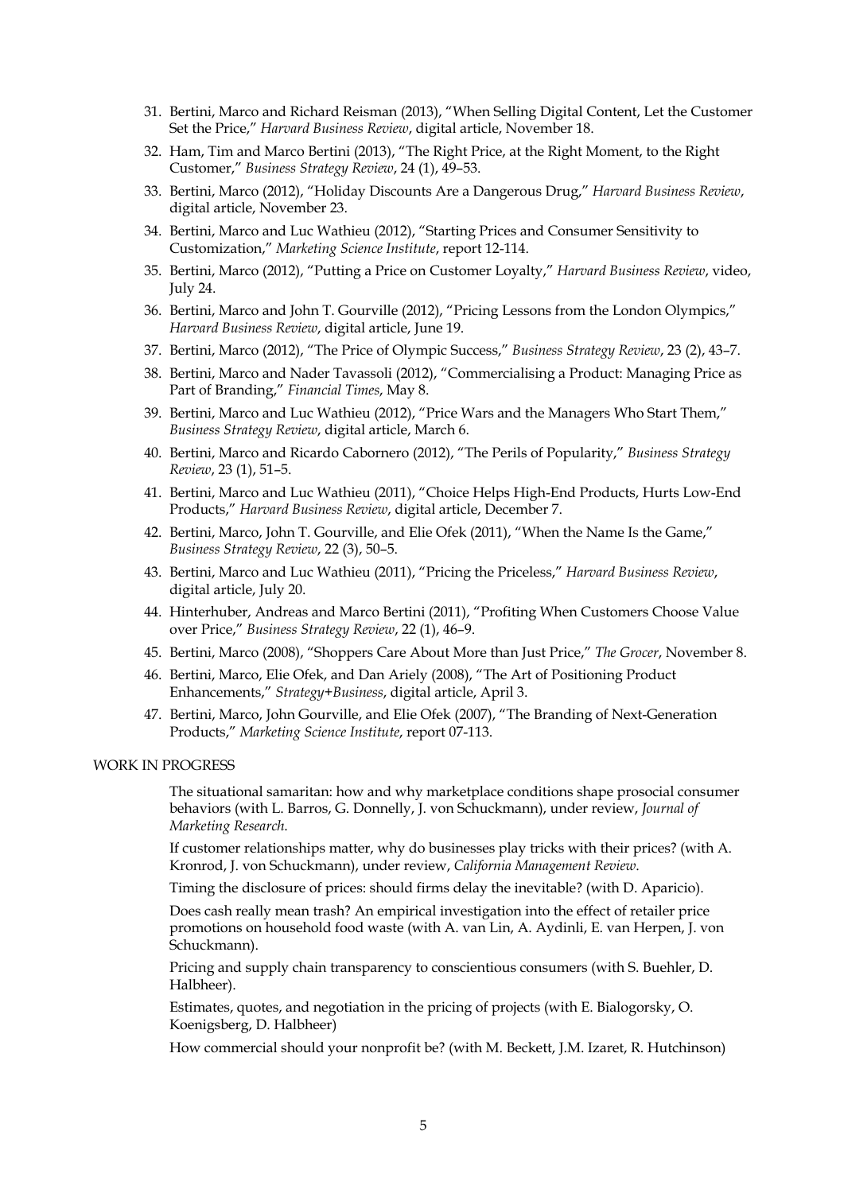31. Bertini, Marco and Richard Reisman (2013), "When Selling Digital Content, Let the Customer Set the Price," *Harvard Business Review*, digital article, November 18.
32. Ham, Tim and Marco Bertini (2013), "The Right Price, at the Right Moment, to the Right Customer," *Business Strategy Review*, 24 (1), 49–53.
33. Bertini, Marco (2012), "Holiday Discounts Are a Dangerous Drug," *Harvard Business Review*, digital article, November 23.
34. Bertini, Marco and Luc Wathieu (2012), "Starting Prices and Consumer Sensitivity to Customization," *Marketing Science Institute*, report 12-114.
35. Bertini, Marco (2012), "Putting a Price on Customer Loyalty," *Harvard Business Review*, video, July 24.
36. Bertini, Marco and John T. Gourville (2012), "Pricing Lessons from the London Olympics," *Harvard Business Review*, digital article, June 19.
37. Bertini, Marco (2012), "The Price of Olympic Success," *Business Strategy Review*, 23 (2), 43–7.
38. Bertini, Marco and Nader Tavassoli (2012), "Commercialising a Product: Managing Price as Part of Branding," *Financial Times*, May 8.
39. Bertini, Marco and Luc Wathieu (2012), "Price Wars and the Managers Who Start Them," *Business Strategy Review*, digital article, March 6.
40. Bertini, Marco and Ricardo Cabornero (2012), "The Perils of Popularity," *Business Strategy Review*, 23 (1), 51–5.
41. Bertini, Marco and Luc Wathieu (2011), "Choice Helps High-End Products, Hurts Low-End Products," *Harvard Business Review*, digital article, December 7.
42. Bertini, Marco, John T. Gourville, and Elie Ofek (2011), "When the Name Is the Game," *Business Strategy Review*, 22 (3), 50–5.
43. Bertini, Marco and Luc Wathieu (2011), "Pricing the Priceless," *Harvard Business Review*, digital article, July 20.
44. Hinterhuber, Andreas and Marco Bertini (2011), "Profiting When Customers Choose Value over Price," *Business Strategy Review*, 22 (1), 46–9.
45. Bertini, Marco (2008), "Shoppers Care About More than Just Price," *The Grocer*, November 8.
46. Bertini, Marco, Elie Ofek, and Dan Ariely (2008), "The Art of Positioning Product Enhancements," *Strategy+Business*, digital article, April 3.
47. Bertini, Marco, John Gourville, and Elie Ofek (2007), "The Branding of Next-Generation Products," *Marketing Science Institute*, report 07-113.

## WORK IN PROGRESS

The situational samaritan: how and why marketplace conditions shape prosocial consumer behaviors (with L. Barros, G. Donnelly, J. von Schuckmann), under review, *Journal of Marketing Research.*

If customer relationships matter, why do businesses play tricks with their prices? (with A. Kronrod, J. von Schuckmann), under review, *California Management Review*.

Timing the disclosure of prices: should firms delay the inevitable? (with D. Aparicio).

Does cash really mean trash? An empirical investigation into the effect of retailer price promotions on household food waste (with A. van Lin, A. Aydinli, E. van Herpen, J. von Schuckmann).

Pricing and supply chain transparency to conscientious consumers (with S. Buehler, D. Halbheer).

Estimates, quotes, and negotiation in the pricing of projects (with E. Bialogorsky, O. Koenigsberg, D. Halbheer)

How commercial should your nonprofit be? (with M. Beckett, J.M. Izaret, R. Hutchinson)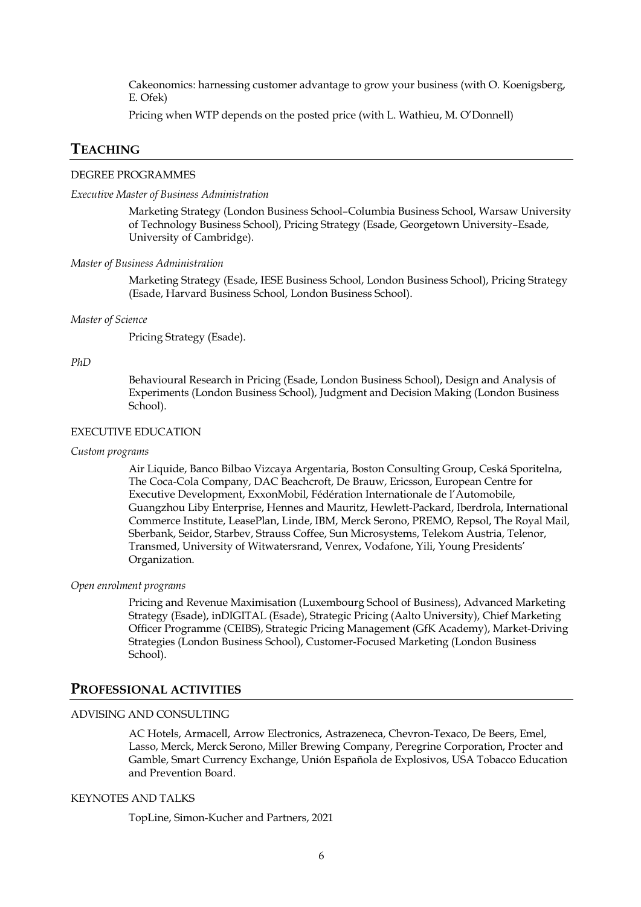Cakeonomics: harnessing customer advantage to grow your business (with O. Koenigsberg, E. Ofek)

Pricing when WTP depends on the posted price (with L. Wathieu, M. O'Donnell)

## TEACHING

### DEGREE PROGRAMMES

*Executive Master of Business Administration*

Marketing Strategy (London Business School–Columbia Business School, Warsaw University of Technology Business School), Pricing Strategy (Esade, Georgetown University–Esade, University of Cambridge).

*Master of Business Administration*

Marketing Strategy (Esade, IESE Business School, London Business School), Pricing Strategy (Esade, Harvard Business School, London Business School).

*Master of Science*

Pricing Strategy (Esade).

*PhD*

Behavioural Research in Pricing (Esade, London Business School), Design and Analysis of Experiments (London Business School), Judgment and Decision Making (London Business School).

### EXECUTIVE EDUCATION

*Custom programs*

Air Liquide, Banco Bilbao Vizcaya Argentaria, Boston Consulting Group, Ceská Sporitelna, The Coca-Cola Company, DAC Beachcroft, De Brauw, Ericsson, European Centre for Executive Development, ExxonMobil, Fédération Internationale de l'Automobile, Guangzhou Liby Enterprise, Hennes and Mauritz, Hewlett-Packard, Iberdrola, International Commerce Institute, LeasePlan, Linde, IBM, Merck Serono, PREMO, Repsol, The Royal Mail, Sberbank, Seidor, Starbev, Strauss Coffee, Sun Microsystems, Telekom Austria, Telenor, Transmed, University of Witwatersrand, Venrex, Vodafone, Yili, Young Presidents' Organization.

*Open enrolment programs*

Pricing and Revenue Maximisation (Luxembourg School of Business), Advanced Marketing Strategy (Esade), inDIGITAL (Esade), Strategic Pricing (Aalto University), Chief Marketing Officer Programme (CEIBS), Strategic Pricing Management (GfK Academy), Market-Driving Strategies (London Business School), Customer-Focused Marketing (London Business School).

## PROFESSIONAL ACTIVITIES

### ADVISING AND CONSULTING

AC Hotels, Armacell, Arrow Electronics, Astrazeneca, Chevron-Texaco, De Beers, Emel, Lasso, Merck, Merck Serono, Miller Brewing Company, Peregrine Corporation, Procter and Gamble, Smart Currency Exchange, Unión Española de Explosivos, USA Tobacco Education and Prevention Board.

### KEYNOTES AND TALKS

TopLine, Simon-Kucher and Partners, 2021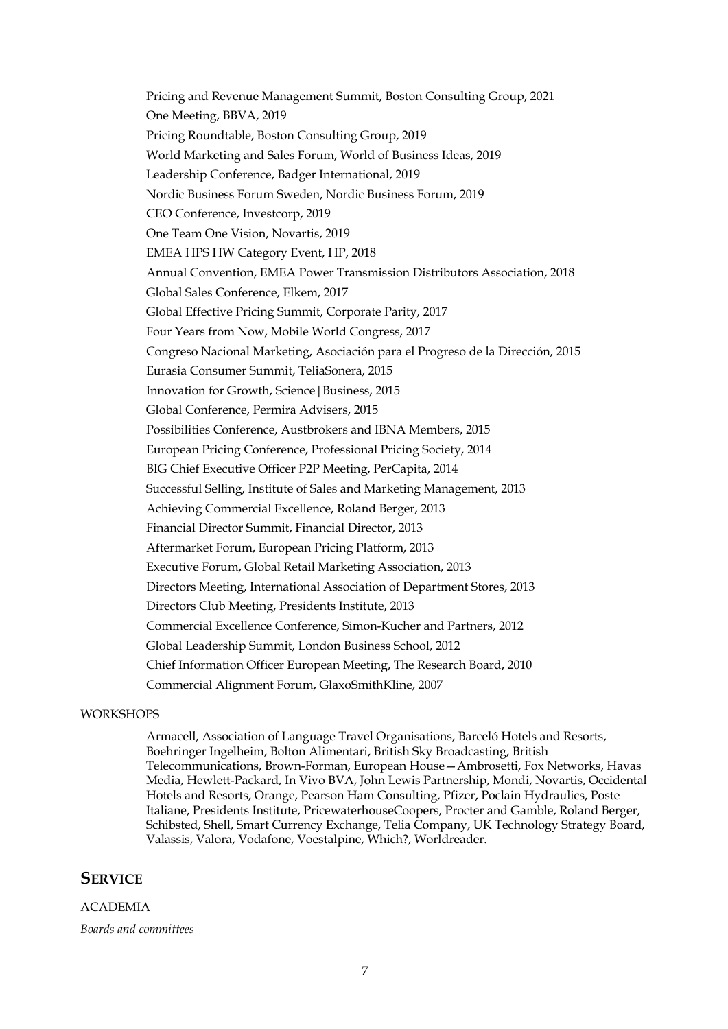Pricing and Revenue Management Summit, Boston Consulting Group, 2021
One Meeting, BBVA, 2019
Pricing Roundtable, Boston Consulting Group, 2019
World Marketing and Sales Forum, World of Business Ideas, 2019
Leadership Conference, Badger International, 2019
Nordic Business Forum Sweden, Nordic Business Forum, 2019
CEO Conference, Investcorp, 2019
One Team One Vision, Novartis, 2019
EMEA HPS HW Category Event, HP, 2018
Annual Convention, EMEA Power Transmission Distributors Association, 2018
Global Sales Conference, Elkem, 2017
Global Effective Pricing Summit, Corporate Parity, 2017
Four Years from Now, Mobile World Congress, 2017
Congreso Nacional Marketing, Asociación para el Progreso de la Dirección, 2015
Eurasia Consumer Summit, TeliaSonera, 2015
Innovation for Growth, Science|Business, 2015
Global Conference, Permira Advisers, 2015
Possibilities Conference, Austbrokers and IBNA Members, 2015
European Pricing Conference, Professional Pricing Society, 2014
BIG Chief Executive Officer P2P Meeting, PerCapita, 2014
Successful Selling, Institute of Sales and Marketing Management, 2013
Achieving Commercial Excellence, Roland Berger, 2013
Financial Director Summit, Financial Director, 2013
Aftermarket Forum, European Pricing Platform, 2013
Executive Forum, Global Retail Marketing Association, 2013
Directors Meeting, International Association of Department Stores, 2013
Directors Club Meeting, Presidents Institute, 2013
Commercial Excellence Conference, Simon-Kucher and Partners, 2012
Global Leadership Summit, London Business School, 2012
Chief Information Officer European Meeting, The Research Board, 2010
Commercial Alignment Forum, GlaxoSmithKline, 2007

WORKSHOPS

Armacell, Association of Language Travel Organisations, Barceló Hotels and Resorts, Boehringer Ingelheim, Bolton Alimentari, British Sky Broadcasting, British Telecommunications, Brown-Forman, European House—Ambrosetti, Fox Networks, Havas Media, Hewlett-Packard, In Vivo BVA, John Lewis Partnership, Mondi, Novartis, Occidental Hotels and Resorts, Orange, Pearson Ham Consulting, Pfizer, Poclain Hydraulics, Poste Italiane, Presidents Institute, PricewaterhouseCoopers, Procter and Gamble, Roland Berger, Schibsted, Shell, Smart Currency Exchange, Telia Company, UK Technology Strategy Board, Valassis, Valora, Vodafone, Voestalpine, Which?, Worldreader.

## SERVICE

ACADEMIA

*Boards and committees*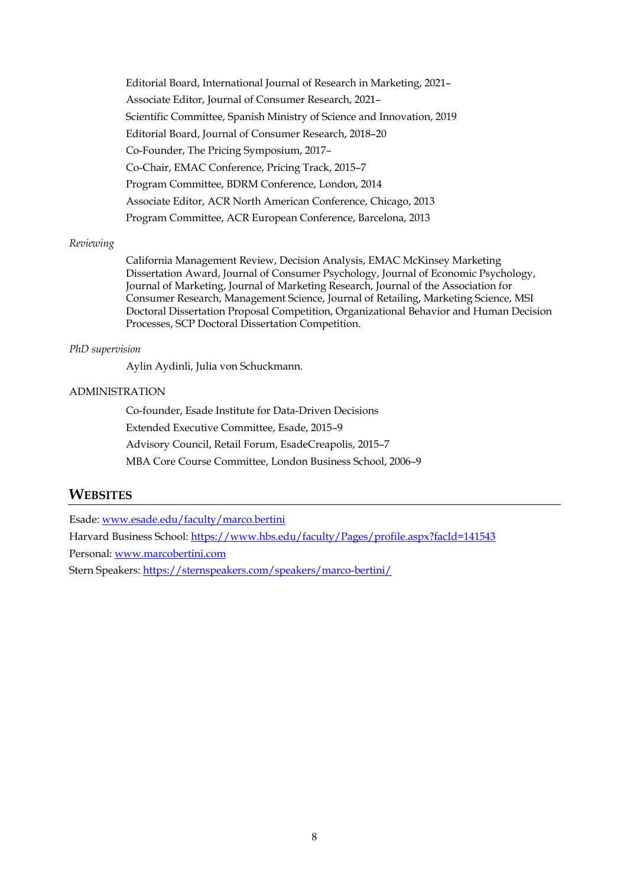Editorial Board, International Journal of Research in Marketing, 2021–

Associate Editor, Journal of Consumer Research, 2021–

Scientific Committee, Spanish Ministry of Science and Innovation, 2019

Editorial Board, Journal of Consumer Research, 2018–20

Co-Founder, The Pricing Symposium, 2017–

Co-Chair, EMAC Conference, Pricing Track, 2015–7

Program Committee, BDRM Conference, London, 2014

Associate Editor, ACR North American Conference, Chicago, 2013

Program Committee, ACR European Conference, Barcelona, 2013

*Reviewing*

California Management Review, Decision Analysis, EMAC McKinsey Marketing Dissertation Award, Journal of Consumer Psychology, Journal of Economic Psychology, Journal of Marketing, Journal of Marketing Research, Journal of the Association for Consumer Research, Management Science, Journal of Retailing, Marketing Science, MSI Doctoral Dissertation Proposal Competition, Organizational Behavior and Human Decision Processes, SCP Doctoral Dissertation Competition.

*PhD supervision*

Aylin Aydinli, Julia von Schuckmann.

ADMINISTRATION

Co-founder, Esade Institute for Data-Driven Decisions

Extended Executive Committee, Esade, 2015–9

Advisory Council, Retail Forum, EsadeCreapolis, 2015–7

MBA Core Course Committee, London Business School, 2006–9

## WEBSITES

Esade: [www.esade.edu/faculty/marco.bertini](www.esade.edu/faculty/marco.bertini)

Harvard Business School: [https://www.hbs.edu/faculty/Pages/profile.aspx?facId=141543](https://www.hbs.edu/faculty/Pages/profile.aspx?facId=141543)

Personal: [www.marcobertini.com](www.marcobertini.com)

Stern Speakers: [https://sternspeakers.com/speakers/marco-bertini/](https://sternspeakers.com/speakers/marco-bertini/)